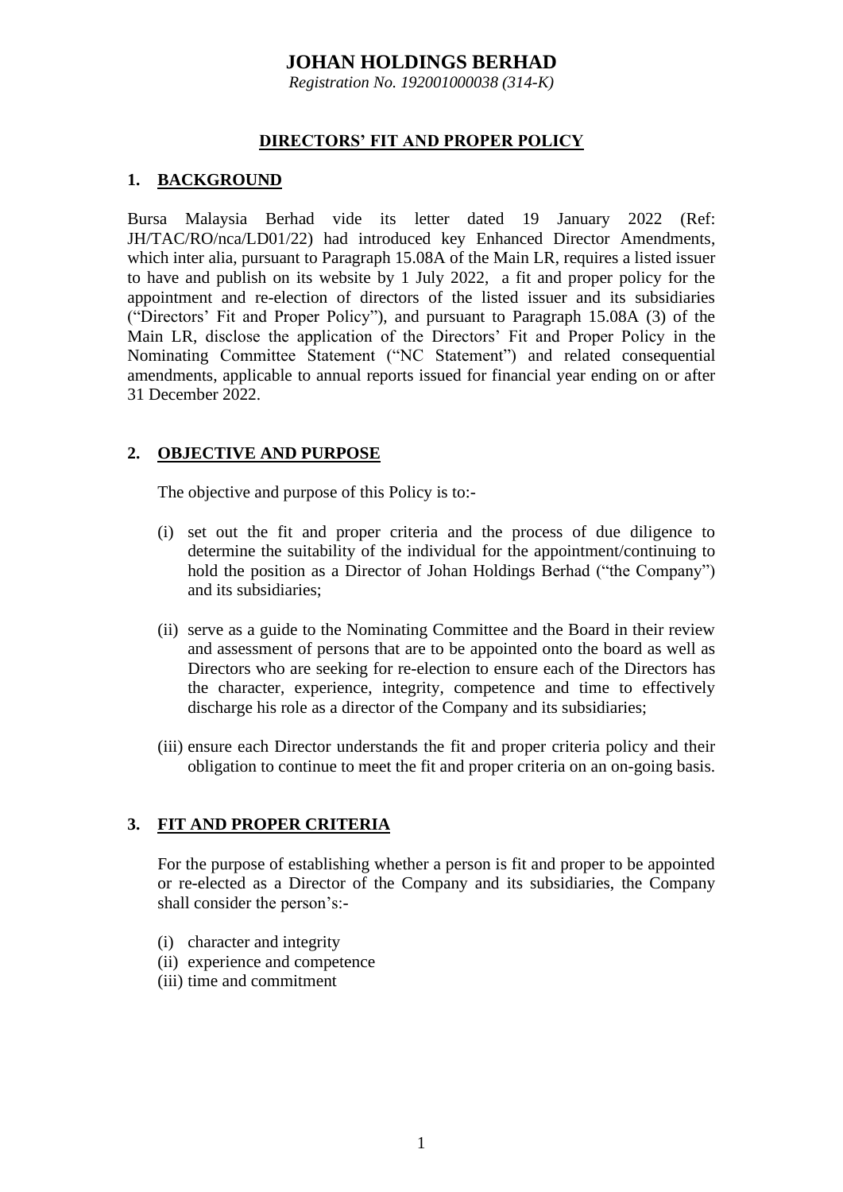# JOHAN HOLDINGS BERHAD

*Registration No. 192001000038 (314-K)*

## DIRECTORS' FIT AND PROPER POLICY

## 1. BACKGROUND

Bursa Malaysia Berhad vide its letter dated 19 January 2022 (Ref: JH/TAC/RO/nca/LD01/22) had introduced key Enhanced Director Amendments, which inter alia, pursuant to Paragraph 15.08A of the Main LR, requires a listed issuer to have and publish on its website by 1 July 2022, a fit and proper policy for the appointment and re-election of directors of the listed issuer and its subsidiaries ("Directors' Fit and Proper Policy"), and pursuant to Paragraph 15.08A (3) of the Main LR, disclose the application of the Directors' Fit and Proper Policy in the Nominating Committee Statement ("NC Statement") and related consequential amendments, applicable to annual reports issued for financial year ending on or after 31 December 2022.

## 2. OBJECTIVE AND PURPOSE

The objective and purpose of this Policy is to:-

(i) set out the fit and proper criteria and the process of due diligence to determine the suitability of the individual for the appointment/continuing to hold the position as a Director of Johan Holdings Berhad ("the Company") and its subsidiaries;

(ii) serve as a guide to the Nominating Committee and the Board in their review and assessment of persons that are to be appointed onto the board as well as Directors who are seeking for re-election to ensure each of the Directors has the character, experience, integrity, competence and time to effectively discharge his role as a director of the Company and its subsidiaries;

(iii) ensure each Director understands the fit and proper criteria policy and their obligation to continue to meet the fit and proper criteria on an on-going basis.

## 3. FIT AND PROPER CRITERIA

For the purpose of establishing whether a person is fit and proper to be appointed or re-elected as a Director of the Company and its subsidiaries, the Company shall consider the person's:-

(i) character and integrity
(ii) experience and competence
(iii) time and commitment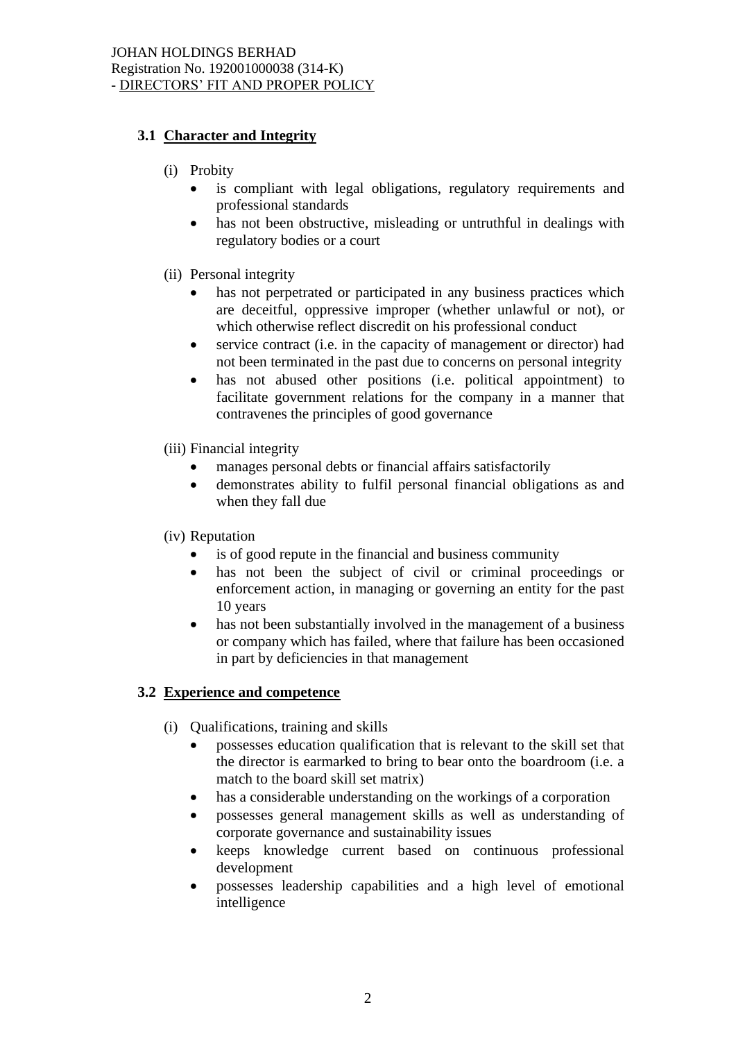### 3.1 Character and Integrity

(i) Probity

- is compliant with legal obligations, regulatory requirements and professional standards
- has not been obstructive, misleading or untruthful in dealings with regulatory bodies or a court

(ii) Personal integrity

- has not perpetrated or participated in any business practices which are deceitful, oppressive improper (whether unlawful or not), or which otherwise reflect discredit on his professional conduct
- service contract (i.e. in the capacity of management or director) had not been terminated in the past due to concerns on personal integrity
- has not abused other positions (i.e. political appointment) to facilitate government relations for the company in a manner that contravenes the principles of good governance

(iii) Financial integrity

- manages personal debts or financial affairs satisfactorily
- demonstrates ability to fulfil personal financial obligations as and when they fall due

(iv) Reputation

- is of good repute in the financial and business community
- has not been the subject of civil or criminal proceedings or enforcement action, in managing or governing an entity for the past 10 years
- has not been substantially involved in the management of a business or company which has failed, where that failure has been occasioned in part by deficiencies in that management

### 3.2 Experience and competence

(i) Qualifications, training and skills

- possesses education qualification that is relevant to the skill set that the director is earmarked to bring to bear onto the boardroom (i.e. a match to the board skill set matrix)
- has a considerable understanding on the workings of a corporation
- possesses general management skills as well as understanding of corporate governance and sustainability issues
- keeps knowledge current based on continuous professional development
- possesses leadership capabilities and a high level of emotional intelligence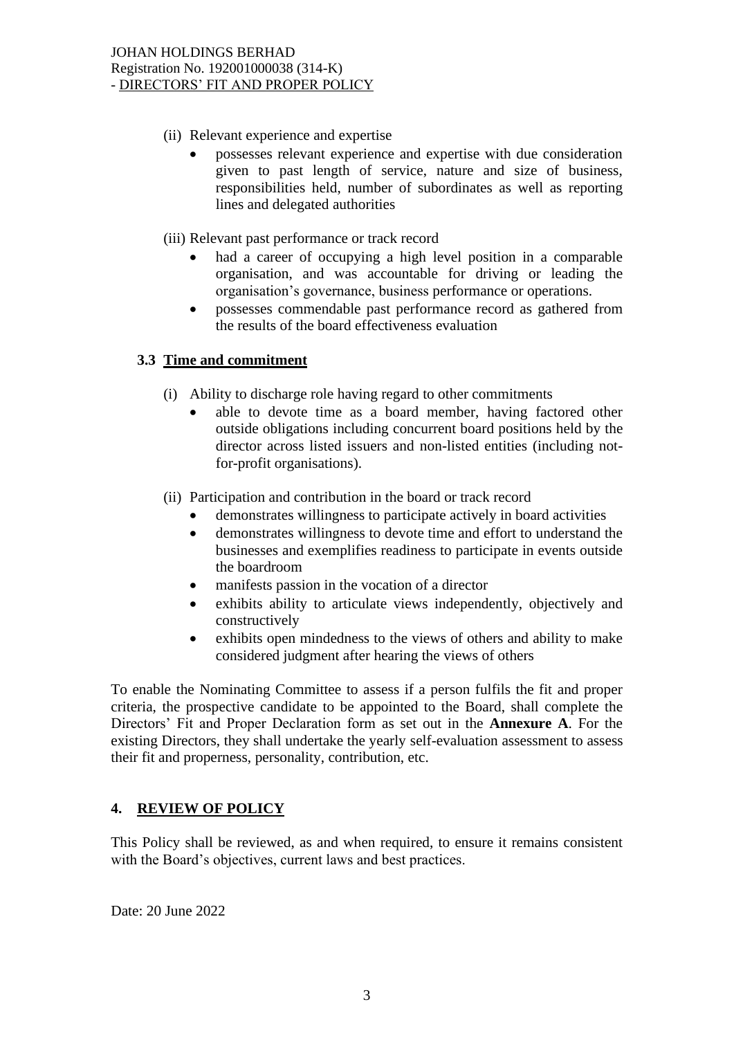(ii) Relevant experience and expertise

- possesses relevant experience and expertise with due consideration given to past length of service, nature and size of business, responsibilities held, number of subordinates as well as reporting lines and delegated authorities

(iii) Relevant past performance or track record

- had a career of occupying a high level position in a comparable organisation, and was accountable for driving or leading the organisation's governance, business performance or operations.
- possesses commendable past performance record as gathered from the results of the board effectiveness evaluation

### 3.3 Time and commitment

(i) Ability to discharge role having regard to other commitments

- able to devote time as a board member, having factored other outside obligations including concurrent board positions held by the director across listed issuers and non-listed entities (including not-for-profit organisations).

(ii) Participation and contribution in the board or track record

- demonstrates willingness to participate actively in board activities
- demonstrates willingness to devote time and effort to understand the businesses and exemplifies readiness to participate in events outside the boardroom
- manifests passion in the vocation of a director
- exhibits ability to articulate views independently, objectively and constructively
- exhibits open mindedness to the views of others and ability to make considered judgment after hearing the views of others

To enable the Nominating Committee to assess if a person fulfils the fit and proper criteria, the prospective candidate to be appointed to the Board, shall complete the Directors' Fit and Proper Declaration form as set out in the **Annexure A**. For the existing Directors, they shall undertake the yearly self-evaluation assessment to assess their fit and properness, personality, contribution, etc.

## 4. REVIEW OF POLICY

This Policy shall be reviewed, as and when required, to ensure it remains consistent with the Board's objectives, current laws and best practices.

Date: 20 June 2022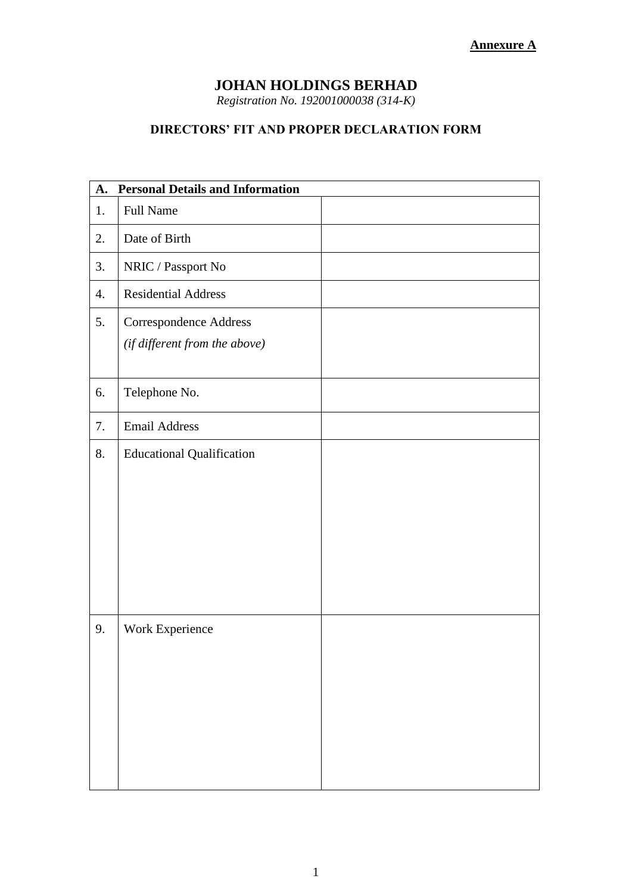**Annexure A**

# JOHAN HOLDINGS BERHAD

*Registration No. 192001000038 (314-K)*

## DIRECTORS' FIT AND PROPER DECLARATION FORM

| A. | Personal Details and Information | |
|---|---|---|
| 1. | Full Name | |
| 2. | Date of Birth | |
| 3. | NRIC / Passport No | |
| 4. | Residential Address | |
| 5. | Correspondence Address *(if different from the above)* | |
| 6. | Telephone No. | |
| 7. | Email Address | |
| 8. | Educational Qualification | |
| 9. | Work Experience | |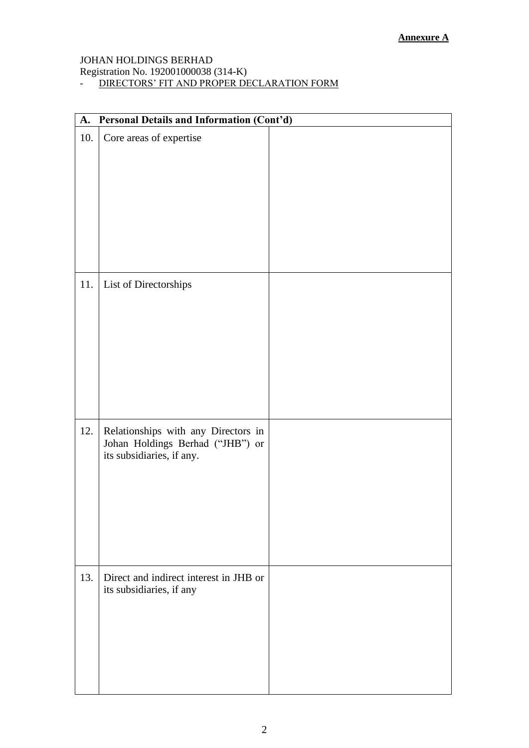**Annexure A**

JOHAN HOLDINGS BERHAD
Registration No. 192001000038 (314-K)
- DIRECTORS' FIT AND PROPER DECLARATION FORM

| A. | Personal Details and Information (Cont'd) | |
|---|---|---|
| 10. | Core areas of expertise | |
| 11. | List of Directorships | |
| 12. | Relationships with any Directors in Johan Holdings Berhad ("JHB") or its subsidiaries, if any. | |
| 13. | Direct and indirect interest in JHB or its subsidiaries, if any | |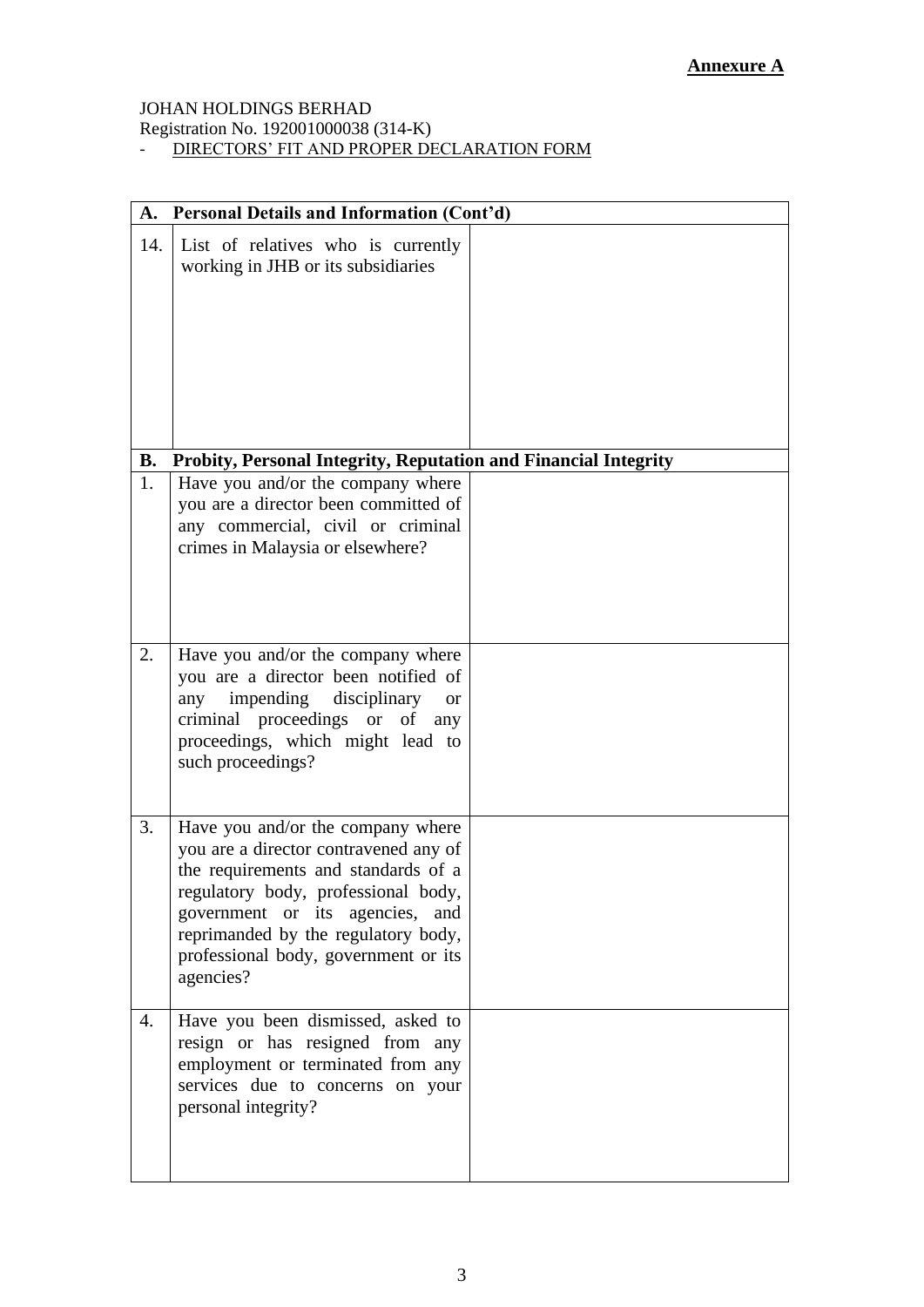**Annexure A**

JOHAN HOLDINGS BERHAD
Registration No. 192001000038 (314-K)
- DIRECTORS' FIT AND PROPER DECLARATION FORM

| **A.** | **Personal Details and Information (Cont'd)** | |
|---|---|---|
| 14. | List of relatives who is currently working in JHB or its subsidiaries | |
| **B.** | **Probity, Personal Integrity, Reputation and Financial Integrity** | |
| 1. | Have you and/or the company where you are a director been committed of any commercial, civil or criminal crimes in Malaysia or elsewhere? | |
| 2. | Have you and/or the company where you are a director been notified of any impending disciplinary or criminal proceedings or of any proceedings, which might lead to such proceedings? | |
| 3. | Have you and/or the company where you are a director contravened any of the requirements and standards of a regulatory body, professional body, government or its agencies, and reprimanded by the regulatory body, professional body, government or its agencies? | |
| 4. | Have you been dismissed, asked to resign or has resigned from any employment or terminated from any services due to concerns on your personal integrity? | |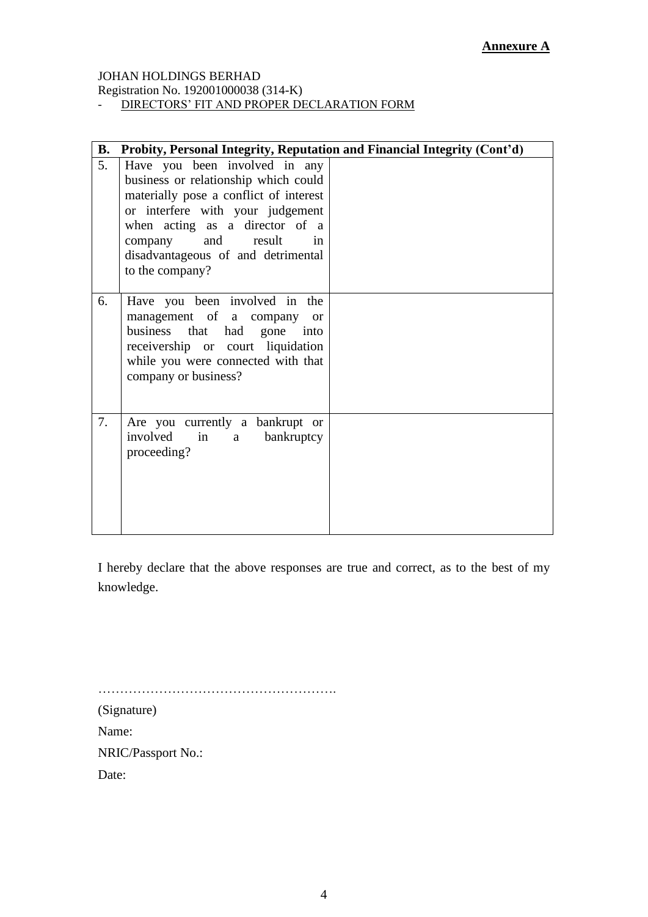**Annexure A**

JOHAN HOLDINGS BERHAD
Registration No. 192001000038 (314-K)
- DIRECTORS' FIT AND PROPER DECLARATION FORM

| **B.** | **Probity, Personal Integrity, Reputation and Financial Integrity (Cont'd)** | |
|---|---|---|
| 5. | Have you been involved in any business or relationship which could materially pose a conflict of interest or interfere with your judgement when acting as a director of a company and result in disadvantageous of and detrimental to the company? | |
| 6. | Have you been involved in the management of a company or business that had gone into receivership or court liquidation while you were connected with that company or business? | |
| 7. | Are you currently a bankrupt or involved in a bankruptcy proceeding? | |

I hereby declare that the above responses are true and correct, as to the best of my knowledge.

……………………………………………….

(Signature)

Name:

NRIC/Passport No.:

Date: